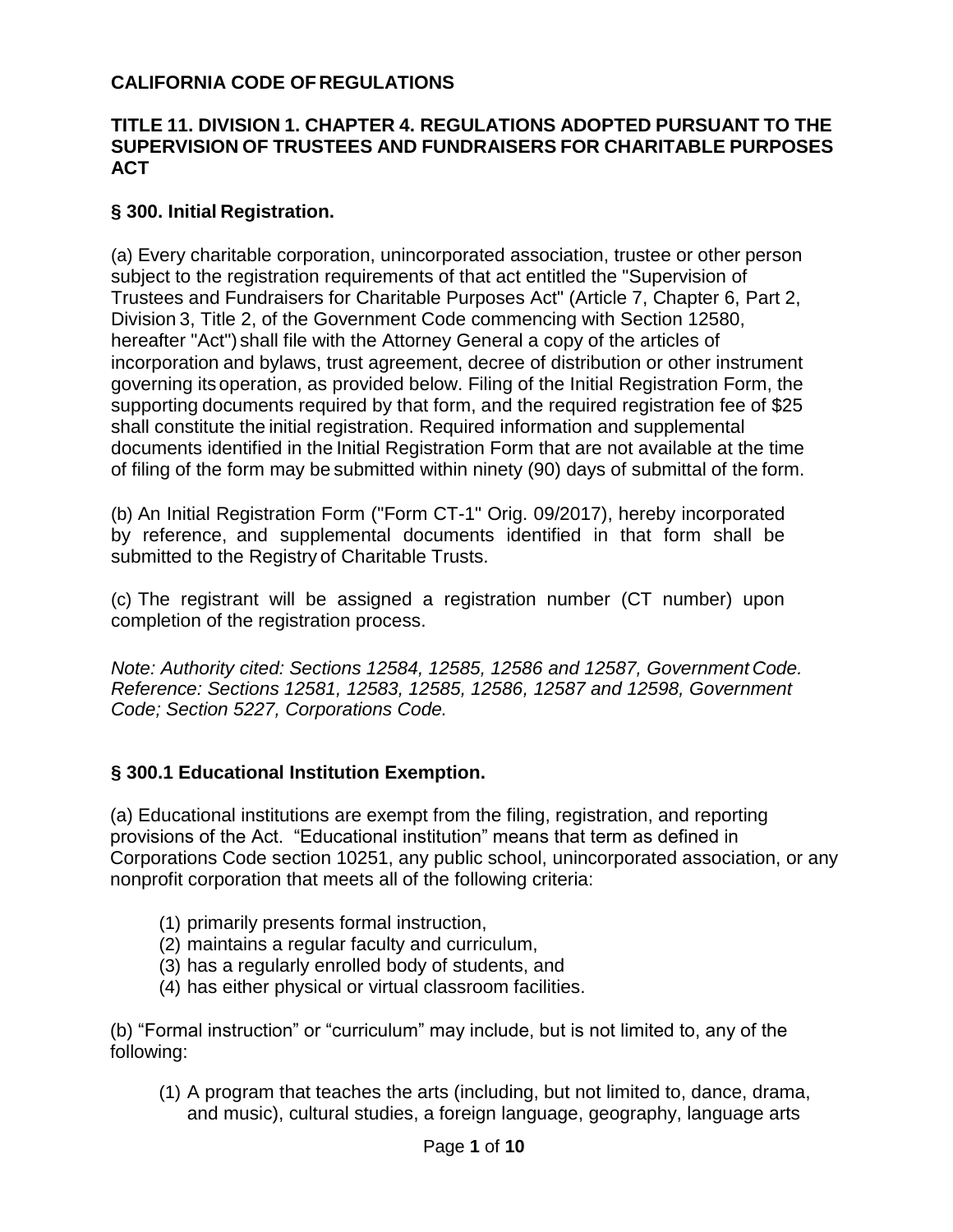**CALIFORNIA CODE OF REGULATIONS**

**TITLE 11. DIVISION 1. CHAPTER 4. REGULATIONS ADOPTED PURSUANT TO THE SUPERVISION OF TRUSTEES AND FUNDRAISERS FOR CHARITABLE PURPOSES ACT**

**§ 300. Initial Registration.**

(a) Every charitable corporation, unincorporated association, trustee or other person subject to the registration requirements of that act entitled the "Supervision of Trustees and Fundraisers for Charitable Purposes Act" (Article 7, Chapter 6, Part 2, Division 3, Title 2, of the Government Code commencing with Section 12580, hereafter "Act") shall file with the Attorney General a copy of the articles of incorporation and bylaws, trust agreement, decree of distribution or other instrument governing its operation, as provided below. Filing of the Initial Registration Form, the supporting documents required by that form, and the required registration fee of $25 shall constitute the initial registration. Required information and supplemental documents identified in the Initial Registration Form that are not available at the time of filing of the form may be submitted within ninety (90) days of submittal of the form.

(b) An Initial Registration Form ("Form CT-1" Orig. 09/2017), hereby incorporated by reference, and supplemental documents identified in that form shall be submitted to the Registry of Charitable Trusts.

(c) The registrant will be assigned a registration number (CT number) upon completion of the registration process.

*Note: Authority cited: Sections 12584, 12585, 12586 and 12587, Government Code. Reference: Sections 12581, 12583, 12585, 12586, 12587 and 12598, Government Code; Section 5227, Corporations Code.*

**§ 300.1 Educational Institution Exemption.**

(a) Educational institutions are exempt from the filing, registration, and reporting provisions of the Act. "Educational institution" means that term as defined in Corporations Code section 10251, any public school, unincorporated association, or any nonprofit corporation that meets all of the following criteria:

(1) primarily presents formal instruction,
(2) maintains a regular faculty and curriculum,
(3) has a regularly enrolled body of students, and
(4) has either physical or virtual classroom facilities.

(b) "Formal instruction" or "curriculum" may include, but is not limited to, any of the following:

(1) A program that teaches the arts (including, but not limited to, dance, drama, and music), cultural studies, a foreign language, geography, language arts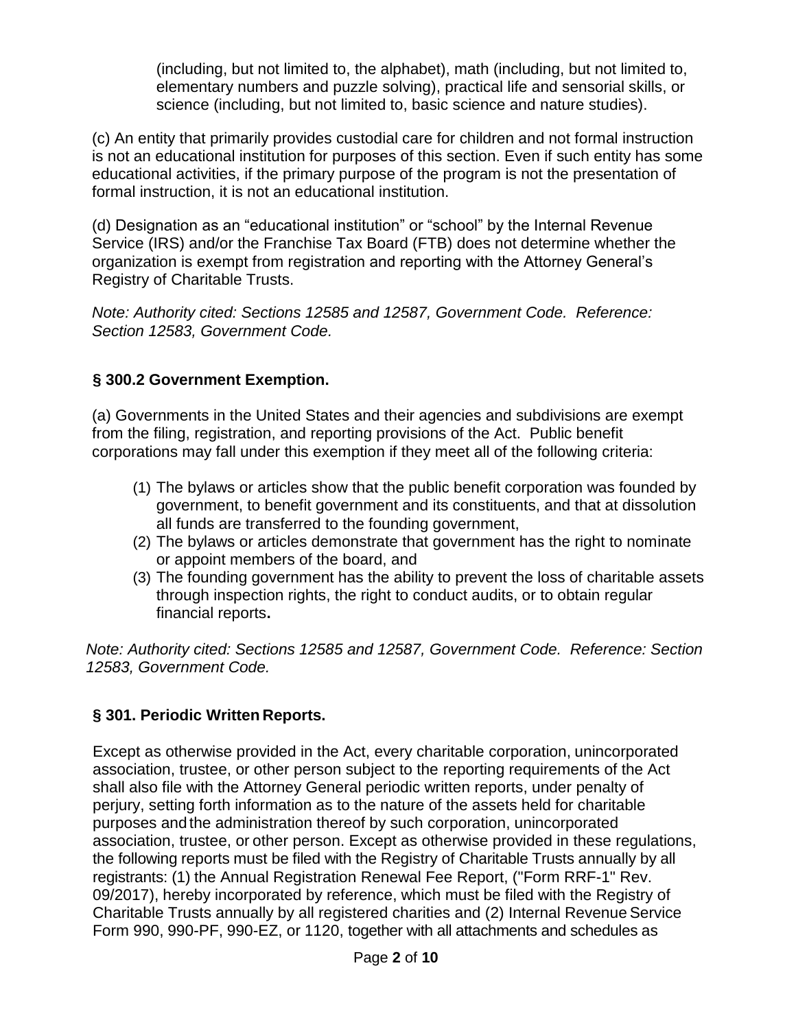(including, but not limited to, the alphabet), math (including, but not limited to, elementary numbers and puzzle solving), practical life and sensorial skills, or science (including, but not limited to, basic science and nature studies).

(c) An entity that primarily provides custodial care for children and not formal instruction is not an educational institution for purposes of this section. Even if such entity has some educational activities, if the primary purpose of the program is not the presentation of formal instruction, it is not an educational institution.

(d) Designation as an "educational institution" or "school" by the Internal Revenue Service (IRS) and/or the Franchise Tax Board (FTB) does not determine whether the organization is exempt from registration and reporting with the Attorney General's Registry of Charitable Trusts.

*Note: Authority cited: Sections 12585 and 12587, Government Code. Reference: Section 12583, Government Code.*

## § 300.2 Government Exemption.

(a) Governments in the United States and their agencies and subdivisions are exempt from the filing, registration, and reporting provisions of the Act. Public benefit corporations may fall under this exemption if they meet all of the following criteria:

(1) The bylaws or articles show that the public benefit corporation was founded by government, to benefit government and its constituents, and that at dissolution all funds are transferred to the founding government,
(2) The bylaws or articles demonstrate that government has the right to nominate or appoint members of the board, and
(3) The founding government has the ability to prevent the loss of charitable assets through inspection rights, the right to conduct audits, or to obtain regular financial reports**.**

*Note: Authority cited: Sections 12585 and 12587, Government Code. Reference: Section 12583, Government Code.*

## § 301. Periodic Written Reports.

Except as otherwise provided in the Act, every charitable corporation, unincorporated association, trustee, or other person subject to the reporting requirements of the Act shall also file with the Attorney General periodic written reports, under penalty of perjury, setting forth information as to the nature of the assets held for charitable purposes and the administration thereof by such corporation, unincorporated association, trustee, or other person. Except as otherwise provided in these regulations, the following reports must be filed with the Registry of Charitable Trusts annually by all registrants: (1) the Annual Registration Renewal Fee Report, ("Form RRF-1" Rev. 09/2017), hereby incorporated by reference, which must be filed with the Registry of Charitable Trusts annually by all registered charities and (2) Internal Revenue Service Form 990, 990-PF, 990-EZ, or 1120, together with all attachments and schedules as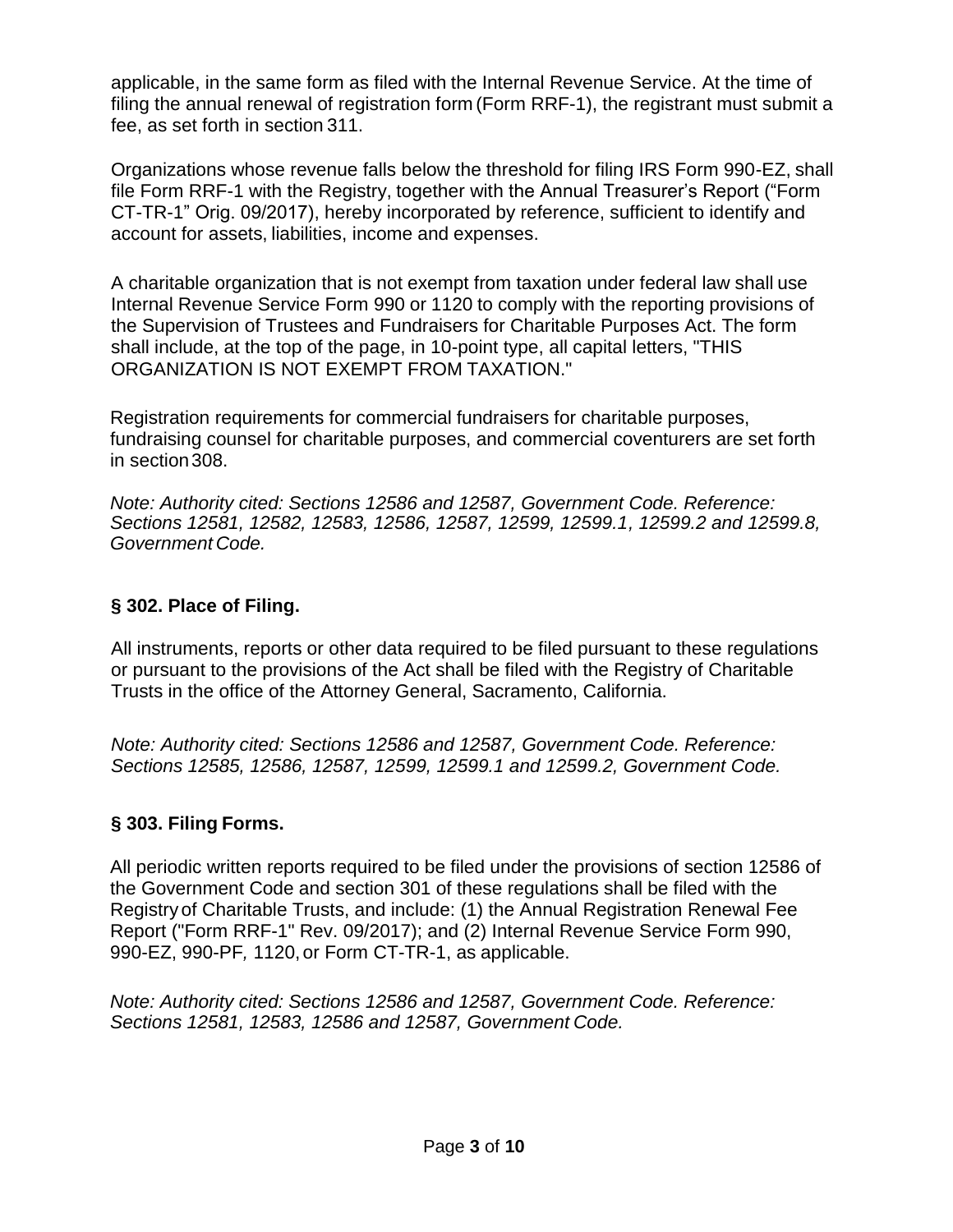applicable, in the same form as filed with the Internal Revenue Service. At the time of filing the annual renewal of registration form (Form RRF-1), the registrant must submit a fee, as set forth in section 311.

Organizations whose revenue falls below the threshold for filing IRS Form 990-EZ, shall file Form RRF-1 with the Registry, together with the Annual Treasurer's Report ("Form CT-TR-1" Orig. 09/2017), hereby incorporated by reference, sufficient to identify and account for assets, liabilities, income and expenses.

A charitable organization that is not exempt from taxation under federal law shall use Internal Revenue Service Form 990 or 1120 to comply with the reporting provisions of the Supervision of Trustees and Fundraisers for Charitable Purposes Act. The form shall include, at the top of the page, in 10-point type, all capital letters, "THIS ORGANIZATION IS NOT EXEMPT FROM TAXATION."

Registration requirements for commercial fundraisers for charitable purposes, fundraising counsel for charitable purposes, and commercial coventurers are set forth in section 308.

*Note: Authority cited: Sections 12586 and 12587, Government Code. Reference: Sections 12581, 12582, 12583, 12586, 12587, 12599, 12599.1, 12599.2 and 12599.8, Government Code.*

## § 302. Place of Filing.

All instruments, reports or other data required to be filed pursuant to these regulations or pursuant to the provisions of the Act shall be filed with the Registry of Charitable Trusts in the office of the Attorney General, Sacramento, California.

*Note: Authority cited: Sections 12586 and 12587, Government Code. Reference: Sections 12585, 12586, 12587, 12599, 12599.1 and 12599.2, Government Code.*

## § 303. Filing Forms.

All periodic written reports required to be filed under the provisions of section 12586 of the Government Code and section 301 of these regulations shall be filed with the Registry of Charitable Trusts, and include: (1) the Annual Registration Renewal Fee Report ("Form RRF-1" Rev. 09/2017); and (2) Internal Revenue Service Form 990, 990-EZ, 990-PF, 1120, or Form CT-TR-1, as applicable.

*Note: Authority cited: Sections 12586 and 12587, Government Code. Reference: Sections 12581, 12583, 12586 and 12587, Government Code.*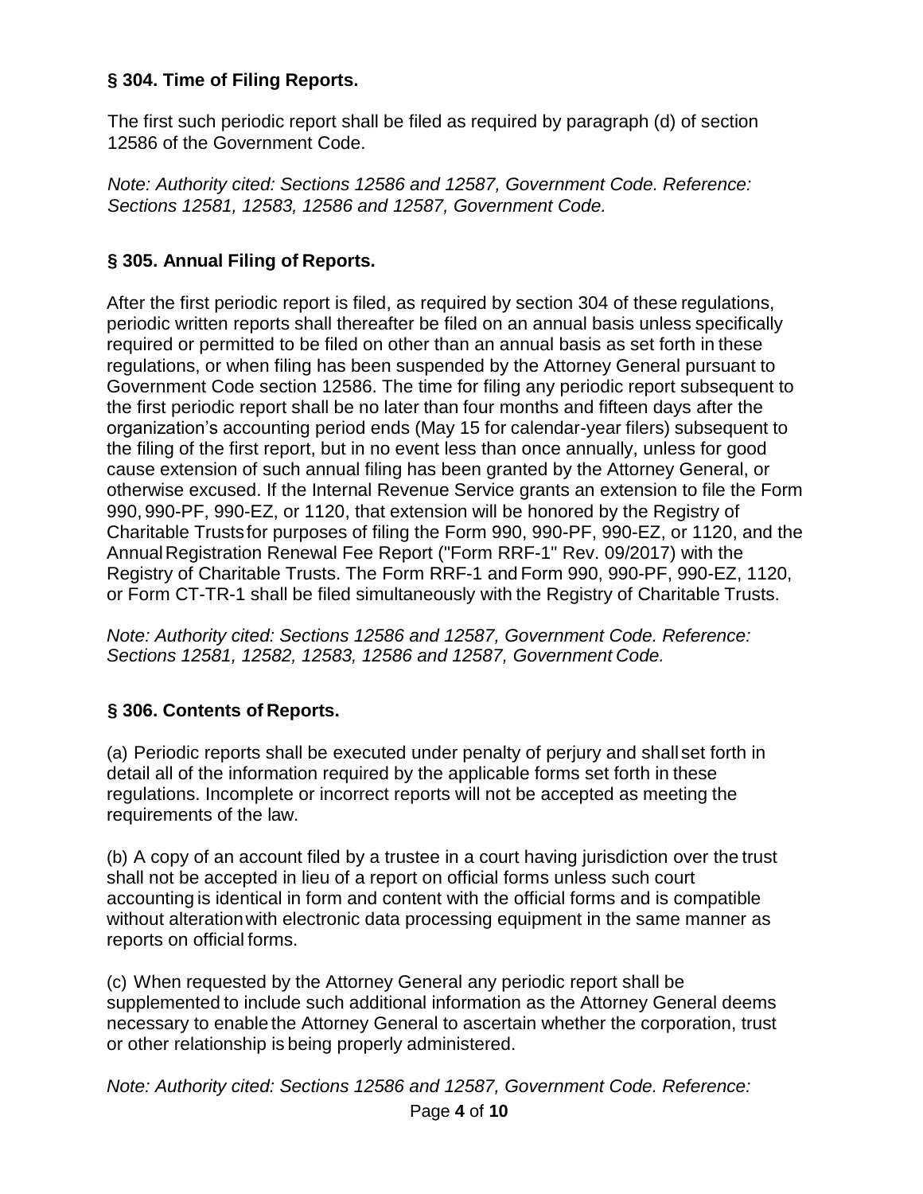### § 304. Time of Filing Reports.

The first such periodic report shall be filed as required by paragraph (d) of section 12586 of the Government Code.

*Note: Authority cited: Sections 12586 and 12587, Government Code. Reference: Sections 12581, 12583, 12586 and 12587, Government Code.*

### § 305. Annual Filing of Reports.

After the first periodic report is filed, as required by section 304 of these regulations, periodic written reports shall thereafter be filed on an annual basis unless specifically required or permitted to be filed on other than an annual basis as set forth in these regulations, or when filing has been suspended by the Attorney General pursuant to Government Code section 12586. The time for filing any periodic report subsequent to the first periodic report shall be no later than four months and fifteen days after the organization's accounting period ends (May 15 for calendar-year filers) subsequent to the filing of the first report, but in no event less than once annually, unless for good cause extension of such annual filing has been granted by the Attorney General, or otherwise excused. If the Internal Revenue Service grants an extension to file the Form 990, 990-PF, 990-EZ, or 1120, that extension will be honored by the Registry of Charitable Trusts for purposes of filing the Form 990, 990-PF, 990-EZ, or 1120, and the Annual Registration Renewal Fee Report ("Form RRF-1" Rev. 09/2017) with the Registry of Charitable Trusts. The Form RRF-1 and Form 990, 990-PF, 990-EZ, 1120, or Form CT-TR-1 shall be filed simultaneously with the Registry of Charitable Trusts.

*Note: Authority cited: Sections 12586 and 12587, Government Code. Reference: Sections 12581, 12582, 12583, 12586 and 12587, Government Code.*

### § 306. Contents of Reports.

(a) Periodic reports shall be executed under penalty of perjury and shall set forth in detail all of the information required by the applicable forms set forth in these regulations. Incomplete or incorrect reports will not be accepted as meeting the requirements of the law.

(b) A copy of an account filed by a trustee in a court having jurisdiction over the trust shall not be accepted in lieu of a report on official forms unless such court accounting is identical in form and content with the official forms and is compatible without alteration with electronic data processing equipment in the same manner as reports on official forms.

(c) When requested by the Attorney General any periodic report shall be supplemented to include such additional information as the Attorney General deems necessary to enable the Attorney General to ascertain whether the corporation, trust or other relationship is being properly administered.

*Note: Authority cited: Sections 12586 and 12587, Government Code. Reference:*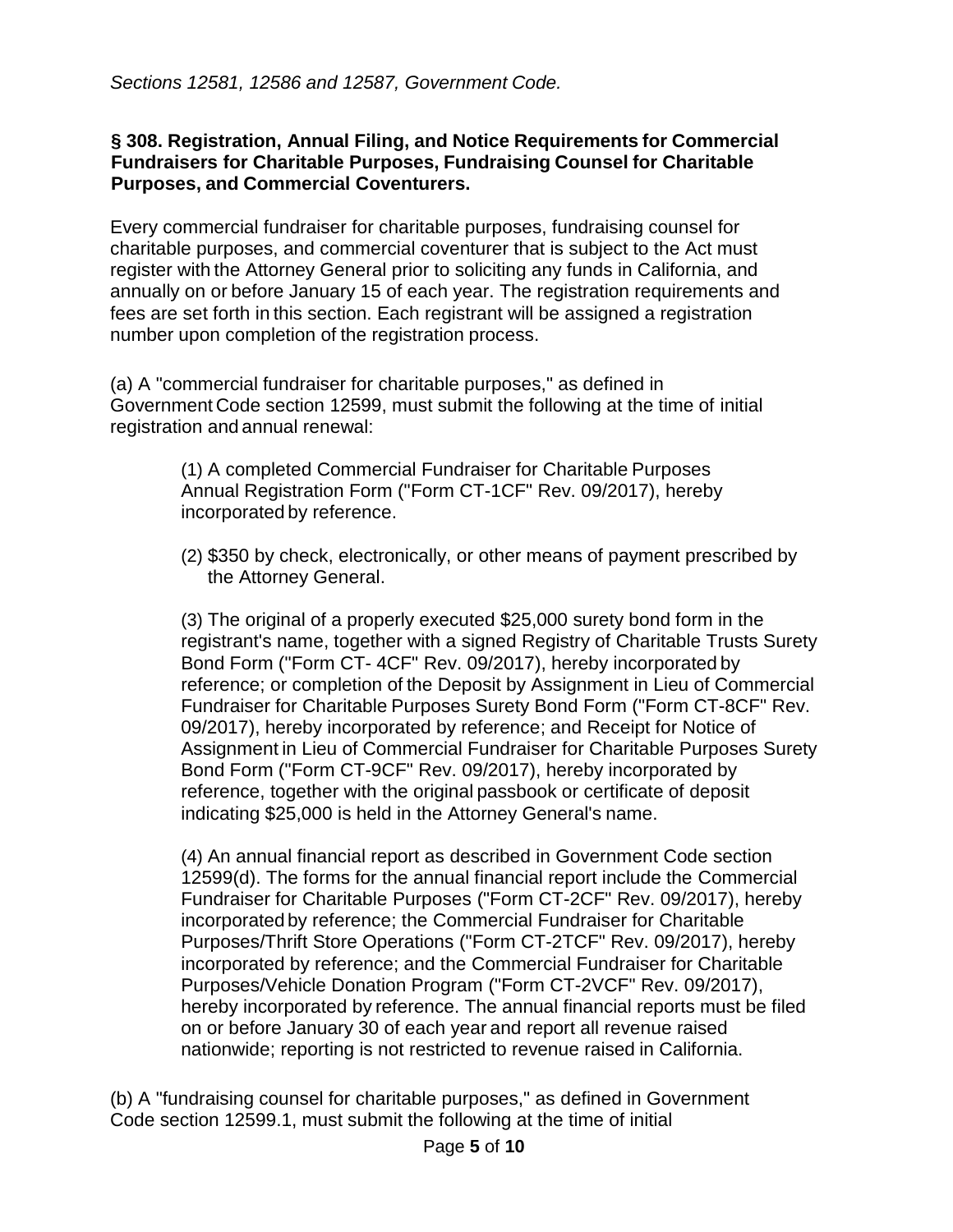*Sections 12581, 12586 and 12587, Government Code.*

**§ 308. Registration, Annual Filing, and Notice Requirements for Commercial Fundraisers for Charitable Purposes, Fundraising Counsel for Charitable Purposes, and Commercial Coventurers.**

Every commercial fundraiser for charitable purposes, fundraising counsel for charitable purposes, and commercial coventurer that is subject to the Act must register with the Attorney General prior to soliciting any funds in California, and annually on or before January 15 of each year. The registration requirements and fees are set forth in this section. Each registrant will be assigned a registration number upon completion of the registration process.

(a) A "commercial fundraiser for charitable purposes," as defined in Government Code section 12599, must submit the following at the time of initial registration and annual renewal:

(1) A completed Commercial Fundraiser for Charitable Purposes Annual Registration Form ("Form CT-1CF" Rev. 09/2017), hereby incorporated by reference.

(2) $350 by check, electronically, or other means of payment prescribed by the Attorney General.

(3) The original of a properly executed $25,000 surety bond form in the registrant's name, together with a signed Registry of Charitable Trusts Surety Bond Form ("Form CT- 4CF" Rev. 09/2017), hereby incorporated by reference; or completion of the Deposit by Assignment in Lieu of Commercial Fundraiser for Charitable Purposes Surety Bond Form ("Form CT-8CF" Rev. 09/2017), hereby incorporated by reference; and Receipt for Notice of Assignment in Lieu of Commercial Fundraiser for Charitable Purposes Surety Bond Form ("Form CT-9CF" Rev. 09/2017), hereby incorporated by reference, together with the original passbook or certificate of deposit indicating $25,000 is held in the Attorney General's name.

(4) An annual financial report as described in Government Code section 12599(d). The forms for the annual financial report include the Commercial Fundraiser for Charitable Purposes ("Form CT-2CF" Rev. 09/2017), hereby incorporated by reference; the Commercial Fundraiser for Charitable Purposes/Thrift Store Operations ("Form CT-2TCF" Rev. 09/2017), hereby incorporated by reference; and the Commercial Fundraiser for Charitable Purposes/Vehicle Donation Program ("Form CT-2VCF" Rev. 09/2017), hereby incorporated by reference. The annual financial reports must be filed on or before January 30 of each year and report all revenue raised nationwide; reporting is not restricted to revenue raised in California.

(b) A "fundraising counsel for charitable purposes," as defined in Government Code section 12599.1, must submit the following at the time of initial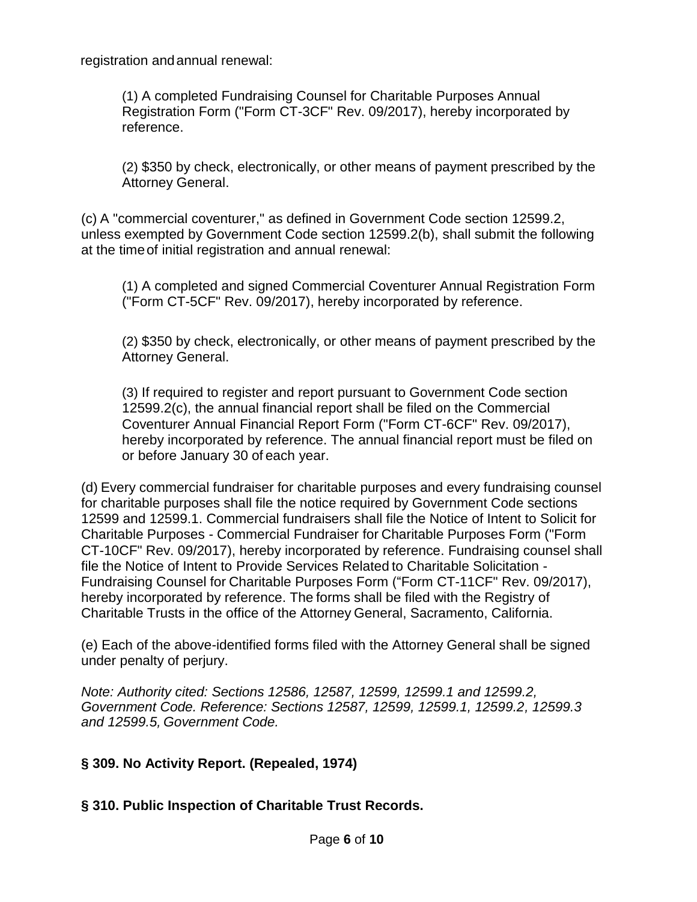registration and annual renewal:

(1) A completed Fundraising Counsel for Charitable Purposes Annual Registration Form ("Form CT-3CF" Rev. 09/2017), hereby incorporated by reference.

(2) $350 by check, electronically, or other means of payment prescribed by the Attorney General.

(c) A "commercial coventurer," as defined in Government Code section 12599.2, unless exempted by Government Code section 12599.2(b), shall submit the following at the time of initial registration and annual renewal:

(1) A completed and signed Commercial Coventurer Annual Registration Form ("Form CT-5CF" Rev. 09/2017), hereby incorporated by reference.

(2) $350 by check, electronically, or other means of payment prescribed by the Attorney General.

(3) If required to register and report pursuant to Government Code section 12599.2(c), the annual financial report shall be filed on the Commercial Coventurer Annual Financial Report Form ("Form CT-6CF" Rev. 09/2017), hereby incorporated by reference. The annual financial report must be filed on or before January 30 of each year.

(d) Every commercial fundraiser for charitable purposes and every fundraising counsel for charitable purposes shall file the notice required by Government Code sections 12599 and 12599.1. Commercial fundraisers shall file the Notice of Intent to Solicit for Charitable Purposes - Commercial Fundraiser for Charitable Purposes Form ("Form CT-10CF" Rev. 09/2017), hereby incorporated by reference. Fundraising counsel shall file the Notice of Intent to Provide Services Related to Charitable Solicitation - Fundraising Counsel for Charitable Purposes Form ("Form CT-11CF" Rev. 09/2017), hereby incorporated by reference. The forms shall be filed with the Registry of Charitable Trusts in the office of the Attorney General, Sacramento, California.

(e) Each of the above-identified forms filed with the Attorney General shall be signed under penalty of perjury.

*Note: Authority cited: Sections 12586, 12587, 12599, 12599.1 and 12599.2, Government Code. Reference: Sections 12587, 12599, 12599.1, 12599.2, 12599.3 and 12599.5, Government Code.*

## § 309. No Activity Report. (Repealed, 1974)

## § 310. Public Inspection of Charitable Trust Records.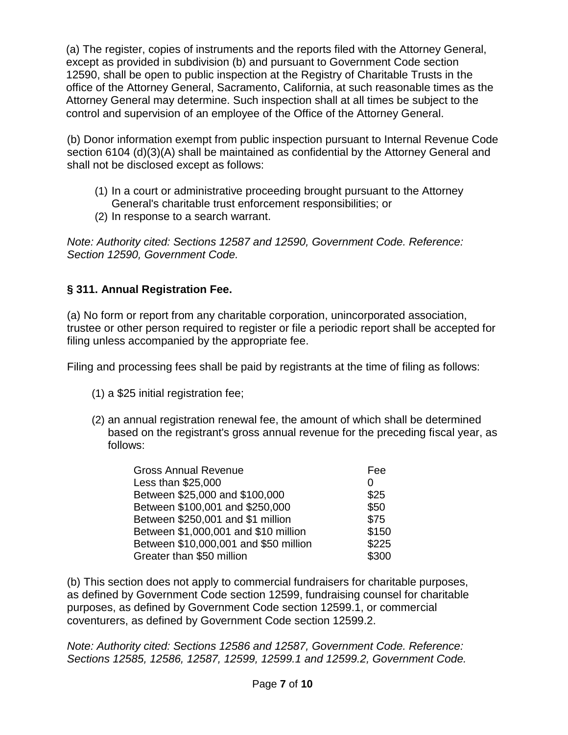(a) The register, copies of instruments and the reports filed with the Attorney General, except as provided in subdivision (b) and pursuant to Government Code section 12590, shall be open to public inspection at the Registry of Charitable Trusts in the office of the Attorney General, Sacramento, California, at such reasonable times as the Attorney General may determine. Such inspection shall at all times be subject to the control and supervision of an employee of the Office of the Attorney General.

(b) Donor information exempt from public inspection pursuant to Internal Revenue Code section 6104 (d)(3)(A) shall be maintained as confidential by the Attorney General and shall not be disclosed except as follows:

(1) In a court or administrative proceeding brought pursuant to the Attorney General's charitable trust enforcement responsibilities; or
(2) In response to a search warrant.

*Note: Authority cited: Sections 12587 and 12590, Government Code. Reference: Section 12590, Government Code.*

### § 311. Annual Registration Fee.

(a) No form or report from any charitable corporation, unincorporated association, trustee or other person required to register or file a periodic report shall be accepted for filing unless accompanied by the appropriate fee.

Filing and processing fees shall be paid by registrants at the time of filing as follows:

(1) a $25 initial registration fee;

(2) an annual registration renewal fee, the amount of which shall be determined based on the registrant's gross annual revenue for the preceding fiscal year, as follows:

| Gross Annual Revenue | Fee |
|---|---|
| Less than $25,000 | 0 |
| Between $25,000 and $100,000 | $25 |
| Between $100,001 and $250,000 | $50 |
| Between $250,001 and $1 million | $75 |
| Between $1,000,001 and $10 million | $150 |
| Between $10,000,001 and $50 million | $225 |
| Greater than $50 million | $300 |

(b) This section does not apply to commercial fundraisers for charitable purposes, as defined by Government Code section 12599, fundraising counsel for charitable purposes, as defined by Government Code section 12599.1, or commercial coventurers, as defined by Government Code section 12599.2.

*Note: Authority cited: Sections 12586 and 12587, Government Code. Reference: Sections 12585, 12586, 12587, 12599, 12599.1 and 12599.2, Government Code.*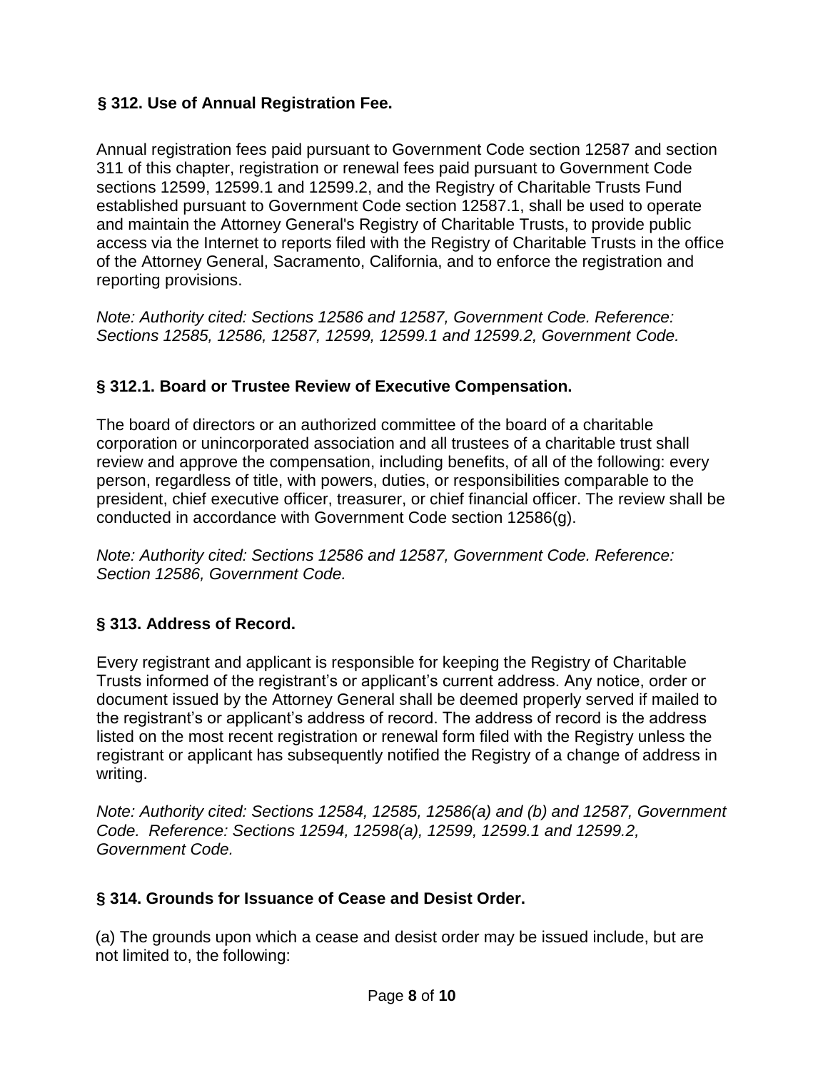### § 312. Use of Annual Registration Fee.

Annual registration fees paid pursuant to Government Code section 12587 and section 311 of this chapter, registration or renewal fees paid pursuant to Government Code sections 12599, 12599.1 and 12599.2, and the Registry of Charitable Trusts Fund established pursuant to Government Code section 12587.1, shall be used to operate and maintain the Attorney General's Registry of Charitable Trusts, to provide public access via the Internet to reports filed with the Registry of Charitable Trusts in the office of the Attorney General, Sacramento, California, and to enforce the registration and reporting provisions.

*Note: Authority cited: Sections 12586 and 12587, Government Code. Reference: Sections 12585, 12586, 12587, 12599, 12599.1 and 12599.2, Government Code.*

### § 312.1. Board or Trustee Review of Executive Compensation.

The board of directors or an authorized committee of the board of a charitable corporation or unincorporated association and all trustees of a charitable trust shall review and approve the compensation, including benefits, of all of the following: every person, regardless of title, with powers, duties, or responsibilities comparable to the president, chief executive officer, treasurer, or chief financial officer. The review shall be conducted in accordance with Government Code section 12586(g).

*Note: Authority cited: Sections 12586 and 12587, Government Code. Reference: Section 12586, Government Code.*

### § 313. Address of Record.

Every registrant and applicant is responsible for keeping the Registry of Charitable Trusts informed of the registrant's or applicant's current address. Any notice, order or document issued by the Attorney General shall be deemed properly served if mailed to the registrant's or applicant's address of record. The address of record is the address listed on the most recent registration or renewal form filed with the Registry unless the registrant or applicant has subsequently notified the Registry of a change of address in writing.

*Note: Authority cited: Sections 12584, 12585, 12586(a) and (b) and 12587, Government Code. Reference: Sections 12594, 12598(a), 12599, 12599.1 and 12599.2, Government Code.*

### § 314. Grounds for Issuance of Cease and Desist Order.

(a) The grounds upon which a cease and desist order may be issued include, but are not limited to, the following: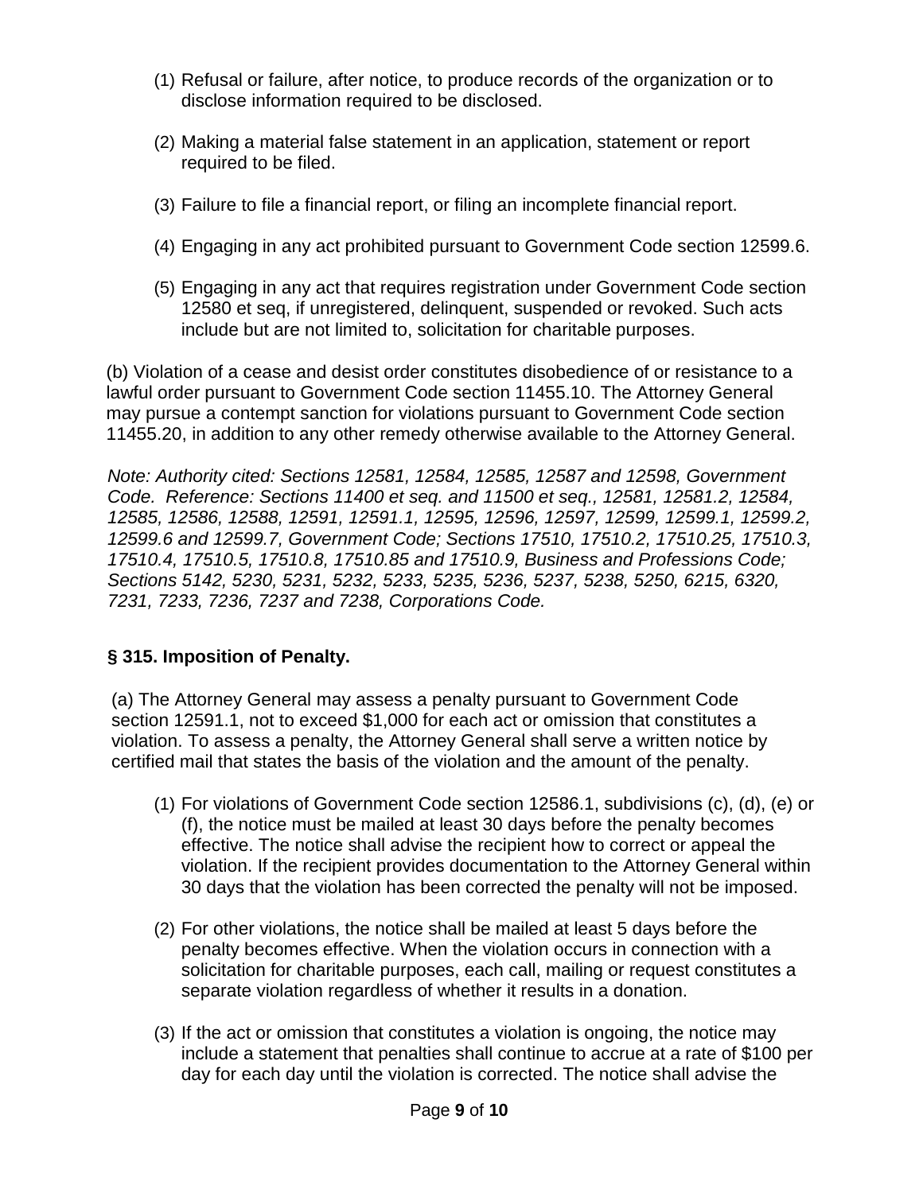(1) Refusal or failure, after notice, to produce records of the organization or to disclose information required to be disclosed.

(2) Making a material false statement in an application, statement or report required to be filed.

(3) Failure to file a financial report, or filing an incomplete financial report.

(4) Engaging in any act prohibited pursuant to Government Code section 12599.6.

(5) Engaging in any act that requires registration under Government Code section 12580 et seq, if unregistered, delinquent, suspended or revoked. Such acts include but are not limited to, solicitation for charitable purposes.

(b) Violation of a cease and desist order constitutes disobedience of or resistance to a lawful order pursuant to Government Code section 11455.10. The Attorney General may pursue a contempt sanction for violations pursuant to Government Code section 11455.20, in addition to any other remedy otherwise available to the Attorney General.

*Note: Authority cited: Sections 12581, 12584, 12585, 12587 and 12598, Government Code. Reference: Sections 11400 et seq. and 11500 et seq., 12581, 12581.2, 12584, 12585, 12586, 12588, 12591, 12591.1, 12595, 12596, 12597, 12599, 12599.1, 12599.2, 12599.6 and 12599.7, Government Code; Sections 17510, 17510.2, 17510.25, 17510.3, 17510.4, 17510.5, 17510.8, 17510.85 and 17510.9, Business and Professions Code; Sections 5142, 5230, 5231, 5232, 5233, 5235, 5236, 5237, 5238, 5250, 6215, 6320, 7231, 7233, 7236, 7237 and 7238, Corporations Code.*

## § 315. Imposition of Penalty.

(a) The Attorney General may assess a penalty pursuant to Government Code section 12591.1, not to exceed $1,000 for each act or omission that constitutes a violation. To assess a penalty, the Attorney General shall serve a written notice by certified mail that states the basis of the violation and the amount of the penalty.

(1) For violations of Government Code section 12586.1, subdivisions (c), (d), (e) or (f), the notice must be mailed at least 30 days before the penalty becomes effective. The notice shall advise the recipient how to correct or appeal the violation. If the recipient provides documentation to the Attorney General within 30 days that the violation has been corrected the penalty will not be imposed.

(2) For other violations, the notice shall be mailed at least 5 days before the penalty becomes effective. When the violation occurs in connection with a solicitation for charitable purposes, each call, mailing or request constitutes a separate violation regardless of whether it results in a donation.

(3) If the act or omission that constitutes a violation is ongoing, the notice may include a statement that penalties shall continue to accrue at a rate of $100 per day for each day until the violation is corrected. The notice shall advise the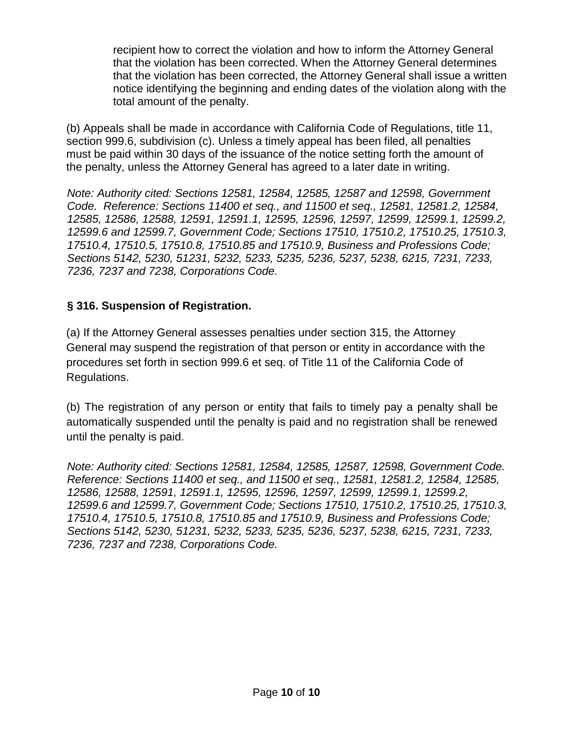recipient how to correct the violation and how to inform the Attorney General that the violation has been corrected. When the Attorney General determines that the violation has been corrected, the Attorney General shall issue a written notice identifying the beginning and ending dates of the violation along with the total amount of the penalty.

(b) Appeals shall be made in accordance with California Code of Regulations, title 11, section 999.6, subdivision (c). Unless a timely appeal has been filed, all penalties must be paid within 30 days of the issuance of the notice setting forth the amount of the penalty, unless the Attorney General has agreed to a later date in writing.

*Note: Authority cited: Sections 12581, 12584, 12585, 12587 and 12598, Government Code. Reference: Sections 11400 et seq., and 11500 et seq., 12581, 12581.2, 12584, 12585, 12586, 12588, 12591, 12591.1, 12595, 12596, 12597, 12599, 12599.1, 12599.2, 12599.6 and 12599.7, Government Code; Sections 17510, 17510.2, 17510.25, 17510.3, 17510.4, 17510.5, 17510.8, 17510.85 and 17510.9, Business and Professions Code; Sections 5142, 5230, 51231, 5232, 5233, 5235, 5236, 5237, 5238, 6215, 7231, 7233, 7236, 7237 and 7238, Corporations Code.*

### § 316. Suspension of Registration.

(a) If the Attorney General assesses penalties under section 315, the Attorney General may suspend the registration of that person or entity in accordance with the procedures set forth in section 999.6 et seq. of Title 11 of the California Code of Regulations.

(b) The registration of any person or entity that fails to timely pay a penalty shall be automatically suspended until the penalty is paid and no registration shall be renewed until the penalty is paid.

*Note: Authority cited: Sections 12581, 12584, 12585, 12587, 12598, Government Code. Reference: Sections 11400 et seq., and 11500 et seq., 12581, 12581.2, 12584, 12585, 12586, 12588, 12591, 12591.1, 12595, 12596, 12597, 12599, 12599.1, 12599.2, 12599.6 and 12599.7, Government Code; Sections 17510, 17510.2, 17510.25, 17510.3, 17510.4, 17510.5, 17510.8, 17510.85 and 17510.9, Business and Professions Code; Sections 5142, 5230, 51231, 5232, 5233, 5235, 5236, 5237, 5238, 6215, 7231, 7233, 7236, 7237 and 7238, Corporations Code.*